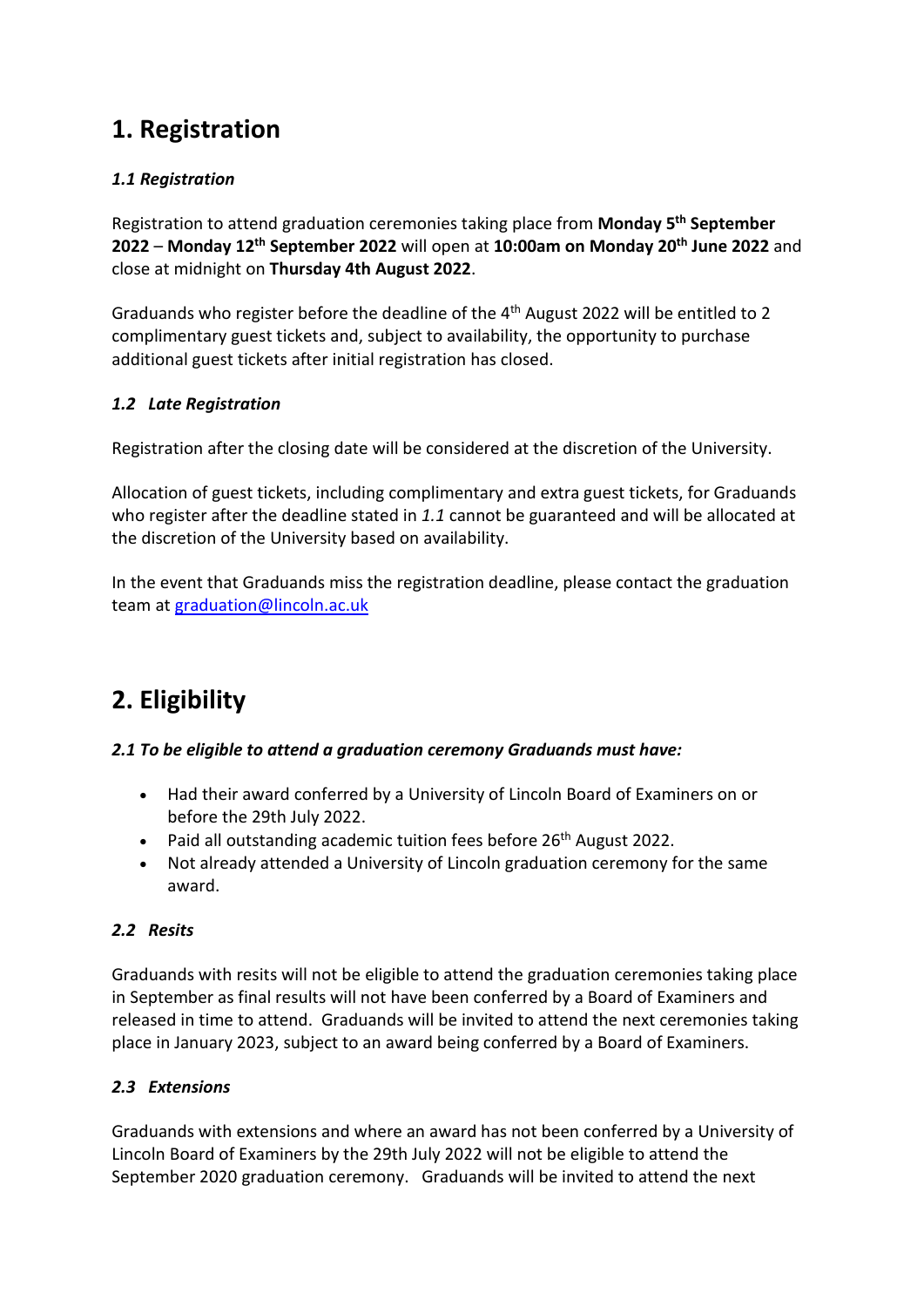## 1. Registration

### *1.1 Registration*

Registration to attend graduation ceremonies taking place from **Monday 5th September 2022** – **Monday 12th September 2022** will open at **10:00am on Monday 20th June 2022** and close at midnight on **Thursday 4th August 2022**.

Graduands who register before the deadline of the 4th August 2022 will be entitled to 2 complimentary guest tickets and, subject to availability, the opportunity to purchase additional guest tickets after initial registration has closed.

### *1.2 Late Registration*

Registration after the closing date will be considered at the discretion of the University.

Allocation of guest tickets, including complimentary and extra guest tickets, for Graduands who register after the deadline stated in *1.1* cannot be guaranteed and will be allocated at the discretion of the University based on availability.

In the event that Graduands miss the registration deadline, please contact the graduation team at [graduation@lincoln.ac.uk](mailto:graduation@lincoln.ac.uk)

## 2. Eligibility

### *2.1 To be eligible to attend a graduation ceremony Graduands must have:*

- Had their award conferred by a University of Lincoln Board of Examiners on or before the 29th July 2022.
- Paid all outstanding academic tuition fees before 26th August 2022.
- Not already attended a University of Lincoln graduation ceremony for the same award.

### *2.2 Resits*

Graduands with resits will not be eligible to attend the graduation ceremonies taking place in September as final results will not have been conferred by a Board of Examiners and released in time to attend. Graduands will be invited to attend the next ceremonies taking place in January 2023, subject to an award being conferred by a Board of Examiners.

### *2.3 Extensions*

Graduands with extensions and where an award has not been conferred by a University of Lincoln Board of Examiners by the 29th July 2022 will not be eligible to attend the September 2020 graduation ceremony. Graduands will be invited to attend the next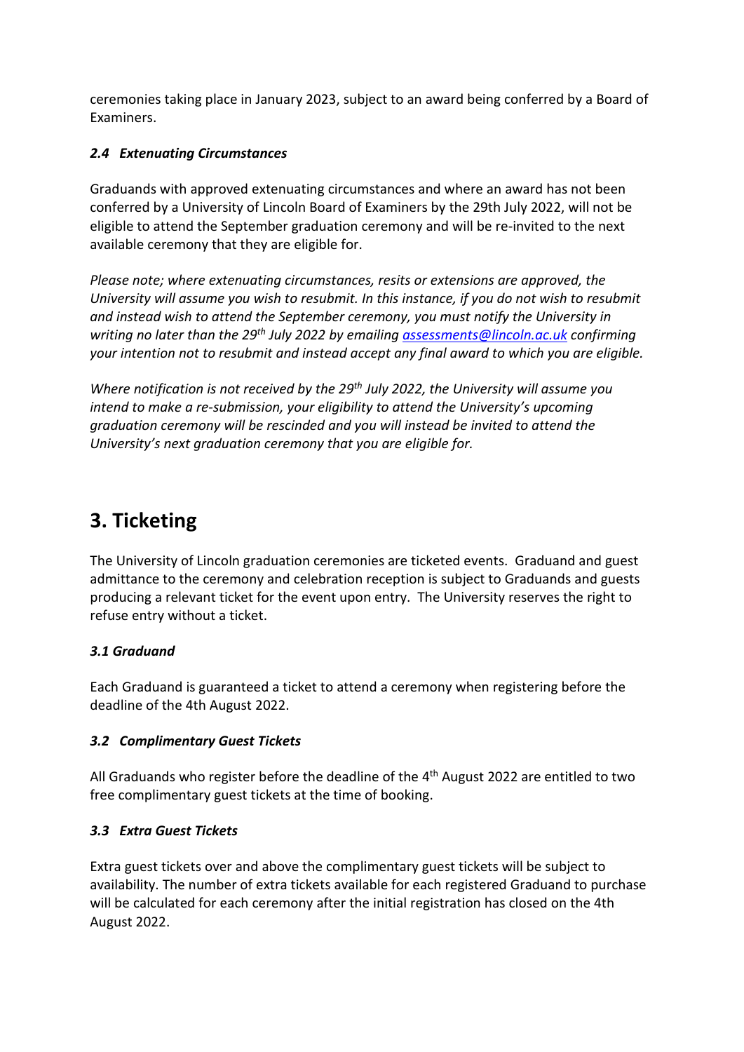ceremonies taking place in January 2023, subject to an award being conferred by a Board of Examiners.

### *2.4 Extenuating Circumstances*

Graduands with approved extenuating circumstances and where an award has not been conferred by a University of Lincoln Board of Examiners by the 29th July 2022, will not be eligible to attend the September graduation ceremony and will be re-invited to the next available ceremony that they are eligible for.

*Please note; where extenuating circumstances, resits or extensions are approved, the University will assume you wish to resubmit. In this instance, if you do not wish to resubmit and instead wish to attend the September ceremony, you must notify the University in writing no later than the 29th July 2022 by emailing [assessments@lincoln.ac.uk](mailto:assessments@lincoln.ac.uk) confirming your intention not to resubmit and instead accept any final award to which you are eligible.*

*Where notification is not received by the 29th July 2022, the University will assume you intend to make a re-submission, your eligibility to attend the University's upcoming graduation ceremony will be rescinded and you will instead be invited to attend the University's next graduation ceremony that you are eligible for.*

## 3. Ticketing

The University of Lincoln graduation ceremonies are ticketed events. Graduand and guest admittance to the ceremony and celebration reception is subject to Graduands and guests producing a relevant ticket for the event upon entry. The University reserves the right to refuse entry without a ticket.

### *3.1 Graduand*

Each Graduand is guaranteed a ticket to attend a ceremony when registering before the deadline of the 4th August 2022.

### *3.2 Complimentary Guest Tickets*

All Graduands who register before the deadline of the 4th August 2022 are entitled to two free complimentary guest tickets at the time of booking.

### *3.3 Extra Guest Tickets*

Extra guest tickets over and above the complimentary guest tickets will be subject to availability. The number of extra tickets available for each registered Graduand to purchase will be calculated for each ceremony after the initial registration has closed on the 4th August 2022.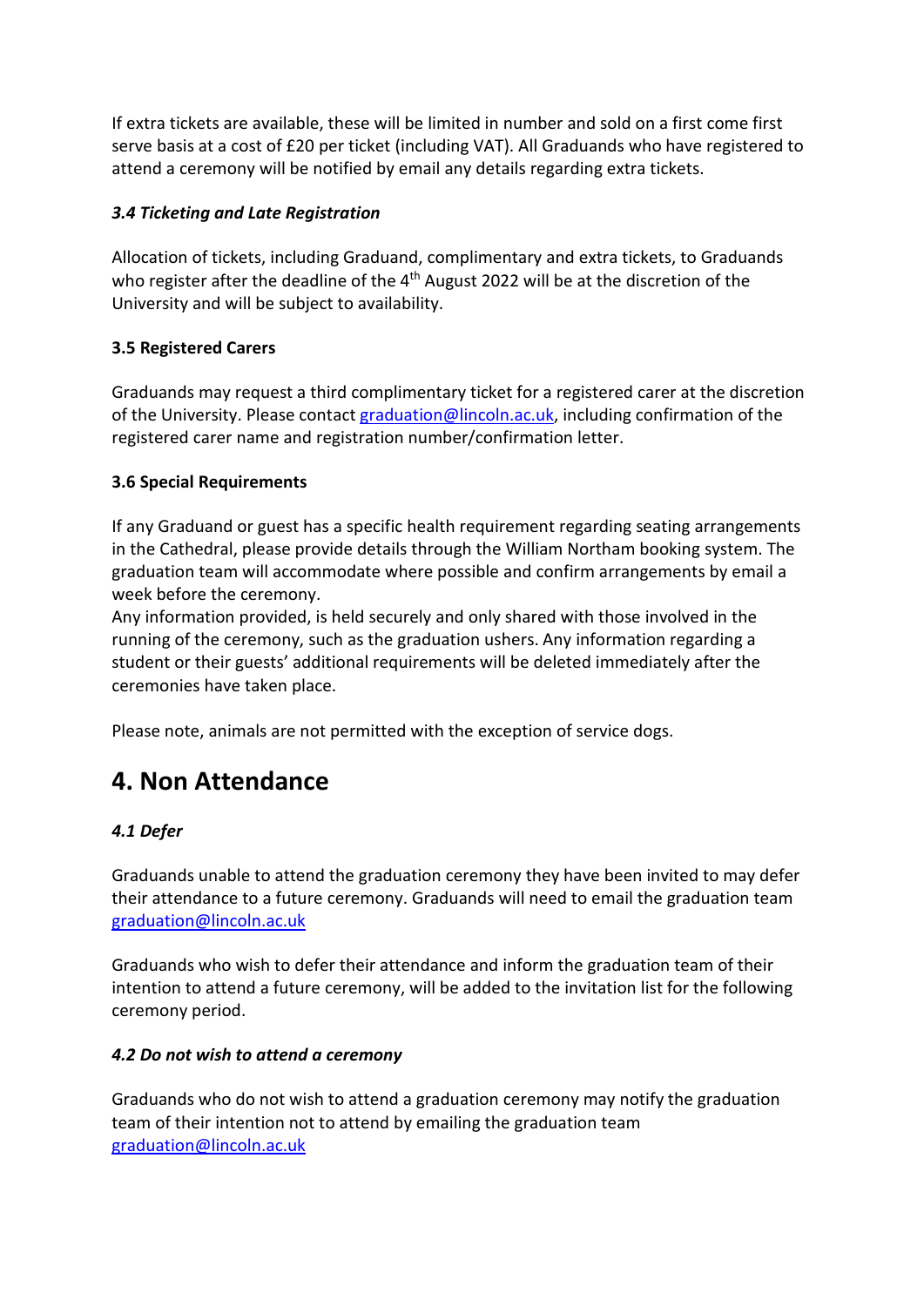If extra tickets are available, these will be limited in number and sold on a first come first serve basis at a cost of £20 per ticket (including VAT). All Graduands who have registered to attend a ceremony will be notified by email any details regarding extra tickets.

### *3.4 Ticketing and Late Registration*

Allocation of tickets, including Graduand, complimentary and extra tickets, to Graduands who register after the deadline of the 4th August 2022 will be at the discretion of the University and will be subject to availability.

### 3.5 Registered Carers

Graduands may request a third complimentary ticket for a registered carer at the discretion of the University. Please contact graduation@lincoln.ac.uk, including confirmation of the registered carer name and registration number/confirmation letter.

### 3.6 Special Requirements

If any Graduand or guest has a specific health requirement regarding seating arrangements in the Cathedral, please provide details through the William Northam booking system. The graduation team will accommodate where possible and confirm arrangements by email a week before the ceremony.
Any information provided, is held securely and only shared with those involved in the running of the ceremony, such as the graduation ushers. Any information regarding a student or their guests' additional requirements will be deleted immediately after the ceremonies have taken place.

Please note, animals are not permitted with the exception of service dogs.

## 4. Non Attendance

### *4.1 Defer*

Graduands unable to attend the graduation ceremony they have been invited to may defer their attendance to a future ceremony. Graduands will need to email the graduation team graduation@lincoln.ac.uk

Graduands who wish to defer their attendance and inform the graduation team of their intention to attend a future ceremony, will be added to the invitation list for the following ceremony period.

### *4.2 Do not wish to attend a ceremony*

Graduands who do not wish to attend a graduation ceremony may notify the graduation team of their intention not to attend by emailing the graduation team graduation@lincoln.ac.uk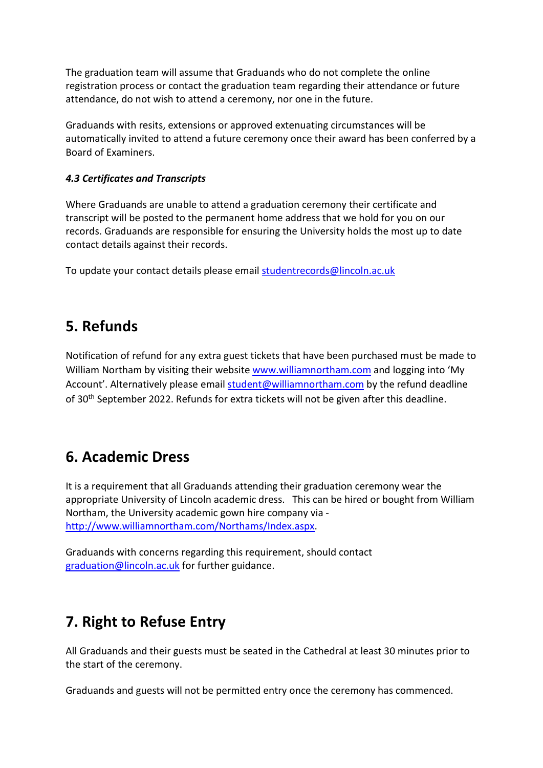The graduation team will assume that Graduands who do not complete the online registration process or contact the graduation team regarding their attendance or future attendance, do not wish to attend a ceremony, nor one in the future.

Graduands with resits, extensions or approved extenuating circumstances will be automatically invited to attend a future ceremony once their award has been conferred by a Board of Examiners.

### *4.3 Certificates and Transcripts*

Where Graduands are unable to attend a graduation ceremony their certificate and transcript will be posted to the permanent home address that we hold for you on our records. Graduands are responsible for ensuring the University holds the most up to date contact details against their records.

To update your contact details please email studentrecords@lincoln.ac.uk

## 5. Refunds

Notification of refund for any extra guest tickets that have been purchased must be made to William Northam by visiting their website www.williamnortham.com and logging into 'My Account'. Alternatively please email student@williamnortham.com by the refund deadline of 30th September 2022. Refunds for extra tickets will not be given after this deadline.

## 6. Academic Dress

It is a requirement that all Graduands attending their graduation ceremony wear the appropriate University of Lincoln academic dress. This can be hired or bought from William Northam, the University academic gown hire company via - http://www.williamnortham.com/Northams/Index.aspx.

Graduands with concerns regarding this requirement, should contact graduation@lincoln.ac.uk for further guidance.

## 7. Right to Refuse Entry

All Graduands and their guests must be seated in the Cathedral at least 30 minutes prior to the start of the ceremony.

Graduands and guests will not be permitted entry once the ceremony has commenced.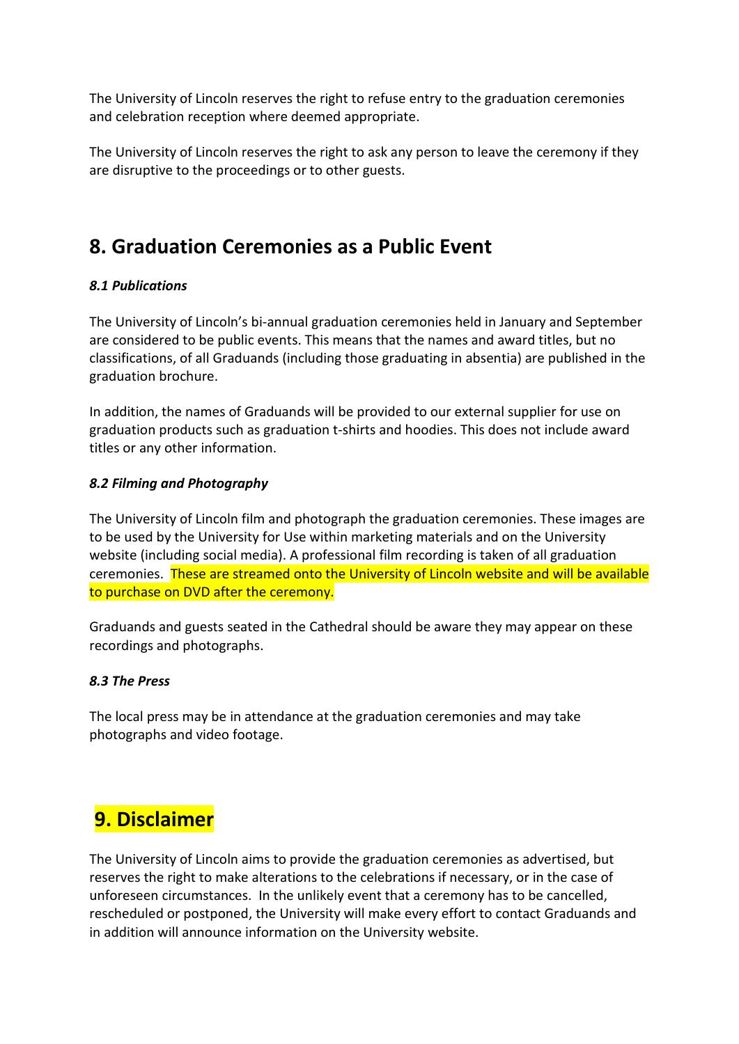The University of Lincoln reserves the right to refuse entry to the graduation ceremonies and celebration reception where deemed appropriate.

The University of Lincoln reserves the right to ask any person to leave the ceremony if they are disruptive to the proceedings or to other guests.

## 8. Graduation Ceremonies as a Public Event

***8.1 Publications***

The University of Lincoln's bi-annual graduation ceremonies held in January and September are considered to be public events. This means that the names and award titles, but no classifications, of all Graduands (including those graduating in absentia) are published in the graduation brochure.

In addition, the names of Graduands will be provided to our external supplier for use on graduation products such as graduation t-shirts and hoodies. This does not include award titles or any other information.

***8.2 Filming and Photography***

The University of Lincoln film and photograph the graduation ceremonies. These images are to be used by the University for Use within marketing materials and on the University website (including social media). A professional film recording is taken of all graduation ceremonies. These are streamed onto the University of Lincoln website and will be available to purchase on DVD after the ceremony.

Graduands and guests seated in the Cathedral should be aware they may appear on these recordings and photographs.

***8.3 The Press***

The local press may be in attendance at the graduation ceremonies and may take photographs and video footage.

## 9. Disclaimer

The University of Lincoln aims to provide the graduation ceremonies as advertised, but reserves the right to make alterations to the celebrations if necessary, or in the case of unforeseen circumstances. In the unlikely event that a ceremony has to be cancelled, rescheduled or postponed, the University will make every effort to contact Graduands and in addition will announce information on the University website.